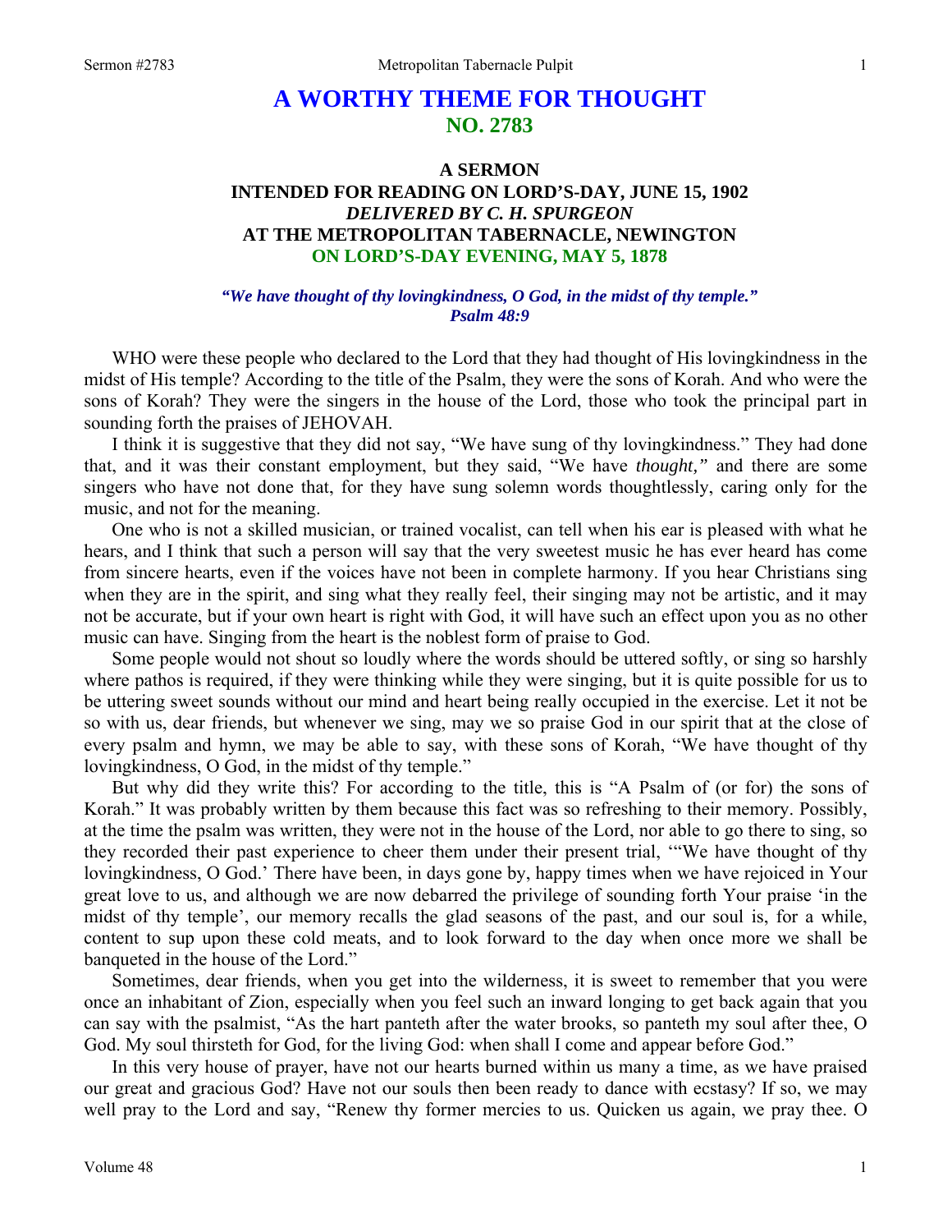# A WORTHY THEME FOR THOUGHT
## NO. 2783

### A SERMON
### INTENDED FOR READING ON LORD'S-DAY, JUNE 15, 1902
### *DELIVERED BY C. H. SPURGEON*
### AT THE METROPOLITAN TABERNACLE, NEWINGTON
### ON LORD'S-DAY EVENING, MAY 5, 1878

***"We have thought of thy lovingkindness, O God, in the midst of thy temple."***
***Psalm 48:9***

WHO were these people who declared to the Lord that they had thought of His lovingkindness in the midst of His temple? According to the title of the Psalm, they were the sons of Korah. And who were the sons of Korah? They were the singers in the house of the Lord, those who took the principal part in sounding forth the praises of JEHOVAH.

I think it is suggestive that they did not say, "We have sung of thy lovingkindness." They had done that, and it was their constant employment, but they said, "We have *thought,"* and there are some singers who have not done that, for they have sung solemn words thoughtlessly, caring only for the music, and not for the meaning.

One who is not a skilled musician, or trained vocalist, can tell when his ear is pleased with what he hears, and I think that such a person will say that the very sweetest music he has ever heard has come from sincere hearts, even if the voices have not been in complete harmony. If you hear Christians sing when they are in the spirit, and sing what they really feel, their singing may not be artistic, and it may not be accurate, but if your own heart is right with God, it will have such an effect upon you as no other music can have. Singing from the heart is the noblest form of praise to God.

Some people would not shout so loudly where the words should be uttered softly, or sing so harshly where pathos is required, if they were thinking while they were singing, but it is quite possible for us to be uttering sweet sounds without our mind and heart being really occupied in the exercise. Let it not be so with us, dear friends, but whenever we sing, may we so praise God in our spirit that at the close of every psalm and hymn, we may be able to say, with these sons of Korah, "We have thought of thy lovingkindness, O God, in the midst of thy temple."

But why did they write this? For according to the title, this is "A Psalm of (or for) the sons of Korah." It was probably written by them because this fact was so refreshing to their memory. Possibly, at the time the psalm was written, they were not in the house of the Lord, nor able to go there to sing, so they recorded their past experience to cheer them under their present trial, '"We have thought of thy lovingkindness, O God.' There have been, in days gone by, happy times when we have rejoiced in Your great love to us, and although we are now debarred the privilege of sounding forth Your praise 'in the midst of thy temple', our memory recalls the glad seasons of the past, and our soul is, for a while, content to sup upon these cold meats, and to look forward to the day when once more we shall be banqueted in the house of the Lord."

Sometimes, dear friends, when you get into the wilderness, it is sweet to remember that you were once an inhabitant of Zion, especially when you feel such an inward longing to get back again that you can say with the psalmist, "As the hart panteth after the water brooks, so panteth my soul after thee, O God. My soul thirsteth for God, for the living God: when shall I come and appear before God."

In this very house of prayer, have not our hearts burned within us many a time, as we have praised our great and gracious God? Have not our souls then been ready to dance with ecstasy? If so, we may well pray to the Lord and say, "Renew thy former mercies to us. Quicken us again, we pray thee. O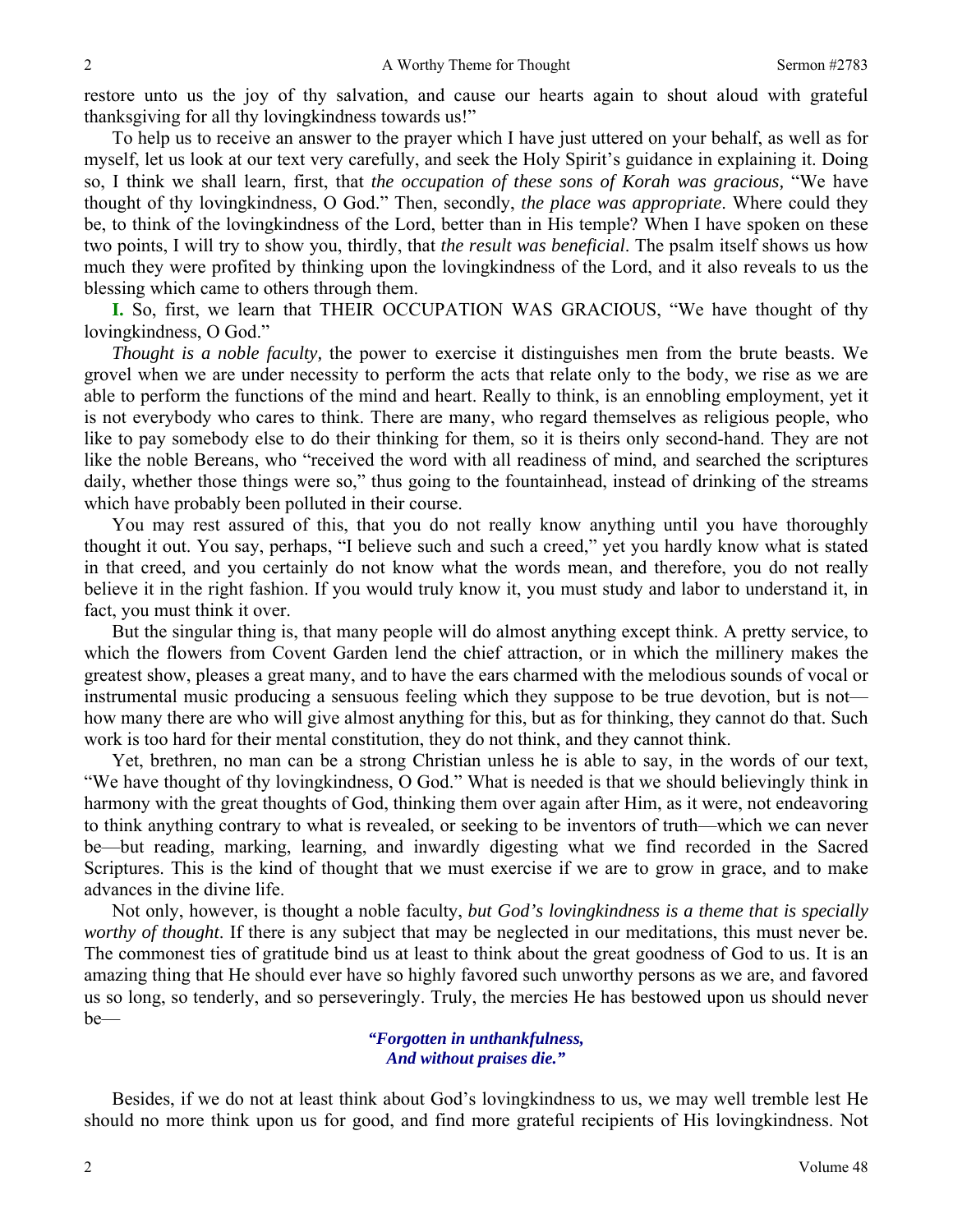restore unto us the joy of thy salvation, and cause our hearts again to shout aloud with grateful thanksgiving for all thy lovingkindness towards us!"

To help us to receive an answer to the prayer which I have just uttered on your behalf, as well as for myself, let us look at our text very carefully, and seek the Holy Spirit's guidance in explaining it. Doing so, I think we shall learn, first, that *the occupation of these sons of Korah was gracious,* "We have thought of thy lovingkindness, O God." Then, secondly, *the place was appropriate*. Where could they be, to think of the lovingkindness of the Lord, better than in His temple? When I have spoken on these two points, I will try to show you, thirdly, that *the result was beneficial*. The psalm itself shows us how much they were profited by thinking upon the lovingkindness of the Lord, and it also reveals to us the blessing which came to others through them.

**I.** So, first, we learn that THEIR OCCUPATION WAS GRACIOUS, "We have thought of thy lovingkindness, O God."

*Thought is a noble faculty,* the power to exercise it distinguishes men from the brute beasts. We grovel when we are under necessity to perform the acts that relate only to the body, we rise as we are able to perform the functions of the mind and heart. Really to think, is an ennobling employment, yet it is not everybody who cares to think. There are many, who regard themselves as religious people, who like to pay somebody else to do their thinking for them, so it is theirs only second-hand. They are not like the noble Bereans, who "received the word with all readiness of mind, and searched the scriptures daily, whether those things were so," thus going to the fountainhead, instead of drinking of the streams which have probably been polluted in their course.

You may rest assured of this, that you do not really know anything until you have thoroughly thought it out. You say, perhaps, "I believe such and such a creed," yet you hardly know what is stated in that creed, and you certainly do not know what the words mean, and therefore, you do not really believe it in the right fashion. If you would truly know it, you must study and labor to understand it, in fact, you must think it over.

But the singular thing is, that many people will do almost anything except think. A pretty service, to which the flowers from Covent Garden lend the chief attraction, or in which the millinery makes the greatest show, pleases a great many, and to have the ears charmed with the melodious sounds of vocal or instrumental music producing a sensuous feeling which they suppose to be true devotion, but is not—how many there are who will give almost anything for this, but as for thinking, they cannot do that. Such work is too hard for their mental constitution, they do not think, and they cannot think.

Yet, brethren, no man can be a strong Christian unless he is able to say, in the words of our text, "We have thought of thy lovingkindness, O God." What is needed is that we should believingly think in harmony with the great thoughts of God, thinking them over again after Him, as it were, not endeavoring to think anything contrary to what is revealed, or seeking to be inventors of truth—which we can never be—but reading, marking, learning, and inwardly digesting what we find recorded in the Sacred Scriptures. This is the kind of thought that we must exercise if we are to grow in grace, and to make advances in the divine life.

Not only, however, is thought a noble faculty, *but God's lovingkindness is a theme that is specially worthy of thought*. If there is any subject that may be neglected in our meditations, this must never be. The commonest ties of gratitude bind us at least to think about the great goodness of God to us. It is an amazing thing that He should ever have so highly favored such unworthy persons as we are, and favored us so long, so tenderly, and so perseveringly. Truly, the mercies He has bestowed upon us should never be—

> ***"Forgotten in unthankfulness,***
> ***And without praises die."***

Besides, if we do not at least think about God's lovingkindness to us, we may well tremble lest He should no more think upon us for good, and find more grateful recipients of His lovingkindness. Not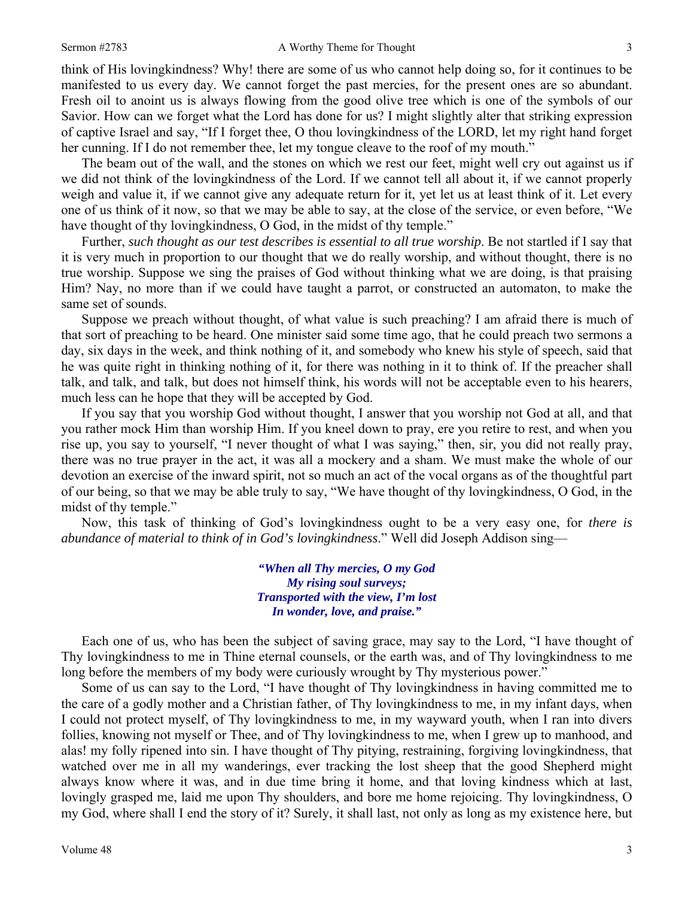think of His lovingkindness? Why! there are some of us who cannot help doing so, for it continues to be manifested to us every day. We cannot forget the past mercies, for the present ones are so abundant. Fresh oil to anoint us is always flowing from the good olive tree which is one of the symbols of our Savior. How can we forget what the Lord has done for us? I might slightly alter that striking expression of captive Israel and say, "If I forget thee, O thou lovingkindness of the LORD, let my right hand forget her cunning. If I do not remember thee, let my tongue cleave to the roof of my mouth."

The beam out of the wall, and the stones on which we rest our feet, might well cry out against us if we did not think of the lovingkindness of the Lord. If we cannot tell all about it, if we cannot properly weigh and value it, if we cannot give any adequate return for it, yet let us at least think of it. Let every one of us think of it now, so that we may be able to say, at the close of the service, or even before, "We have thought of thy lovingkindness, O God, in the midst of thy temple."

Further, *such thought as our test describes is essential to all true worship*. Be not startled if I say that it is very much in proportion to our thought that we do really worship, and without thought, there is no true worship. Suppose we sing the praises of God without thinking what we are doing, is that praising Him? Nay, no more than if we could have taught a parrot, or constructed an automaton, to make the same set of sounds.

Suppose we preach without thought, of what value is such preaching? I am afraid there is much of that sort of preaching to be heard. One minister said some time ago, that he could preach two sermons a day, six days in the week, and think nothing of it, and somebody who knew his style of speech, said that he was quite right in thinking nothing of it, for there was nothing in it to think of. If the preacher shall talk, and talk, and talk, but does not himself think, his words will not be acceptable even to his hearers, much less can he hope that they will be accepted by God.

If you say that you worship God without thought, I answer that you worship not God at all, and that you rather mock Him than worship Him. If you kneel down to pray, ere you retire to rest, and when you rise up, you say to yourself, "I never thought of what I was saying," then, sir, you did not really pray, there was no true prayer in the act, it was all a mockery and a sham. We must make the whole of our devotion an exercise of the inward spirit, not so much an act of the vocal organs as of the thoughtful part of our being, so that we may be able truly to say, "We have thought of thy lovingkindness, O God, in the midst of thy temple."

Now, this task of thinking of God's lovingkindness ought to be a very easy one, for *there is abundance of material to think of in God's lovingkindness*." Well did Joseph Addison sing—

> ***"When all Thy mercies, O my God***
> ***My rising soul surveys;***
> ***Transported with the view, I'm lost***
> ***In wonder, love, and praise."***

Each one of us, who has been the subject of saving grace, may say to the Lord, "I have thought of Thy lovingkindness to me in Thine eternal counsels, or the earth was, and of Thy lovingkindness to me long before the members of my body were curiously wrought by Thy mysterious power."

Some of us can say to the Lord, "I have thought of Thy lovingkindness in having committed me to the care of a godly mother and a Christian father, of Thy lovingkindness to me, in my infant days, when I could not protect myself, of Thy lovingkindness to me, in my wayward youth, when I ran into divers follies, knowing not myself or Thee, and of Thy lovingkindness to me, when I grew up to manhood, and alas! my folly ripened into sin. I have thought of Thy pitying, restraining, forgiving lovingkindness, that watched over me in all my wanderings, ever tracking the lost sheep that the good Shepherd might always know where it was, and in due time bring it home, and that loving kindness which at last, lovingly grasped me, laid me upon Thy shoulders, and bore me home rejoicing. Thy lovingkindness, O my God, where shall I end the story of it? Surely, it shall last, not only as long as my existence here, but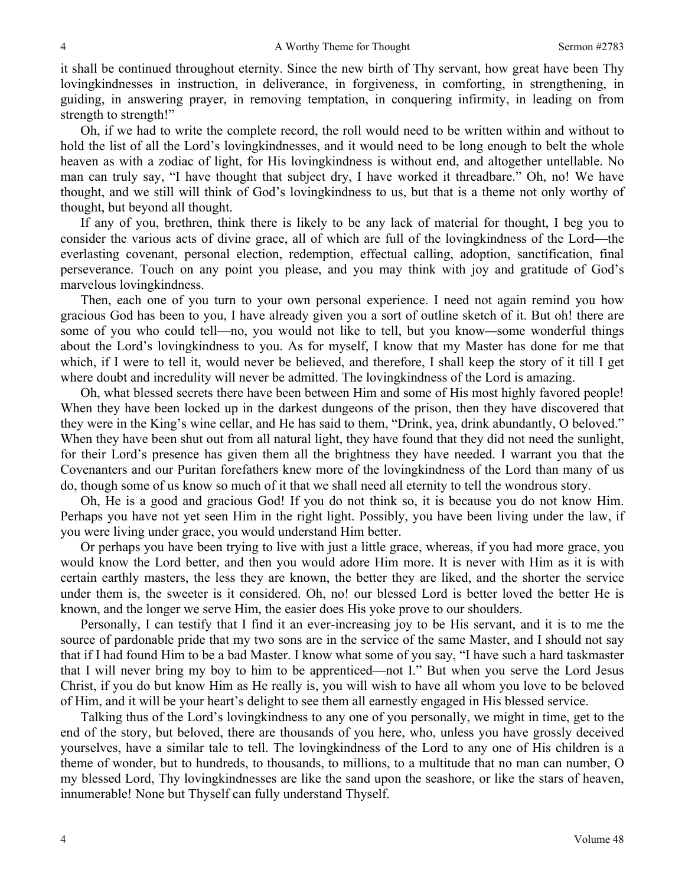it shall be continued throughout eternity. Since the new birth of Thy servant, how great have been Thy lovingkindnesses in instruction, in deliverance, in forgiveness, in comforting, in strengthening, in guiding, in answering prayer, in removing temptation, in conquering infirmity, in leading on from strength to strength!"

Oh, if we had to write the complete record, the roll would need to be written within and without to hold the list of all the Lord's lovingkindnesses, and it would need to be long enough to belt the whole heaven as with a zodiac of light, for His lovingkindness is without end, and altogether untellable. No man can truly say, "I have thought that subject dry, I have worked it threadbare." Oh, no! We have thought, and we still will think of God's lovingkindness to us, but that is a theme not only worthy of thought, but beyond all thought.

If any of you, brethren, think there is likely to be any lack of material for thought, I beg you to consider the various acts of divine grace, all of which are full of the lovingkindness of the Lord—the everlasting covenant, personal election, redemption, effectual calling, adoption, sanctification, final perseverance. Touch on any point you please, and you may think with joy and gratitude of God's marvelous lovingkindness.

Then, each one of you turn to your own personal experience. I need not again remind you how gracious God has been to you, I have already given you a sort of outline sketch of it. But oh! there are some of you who could tell—no, you would not like to tell, but you know—some wonderful things about the Lord's lovingkindness to you. As for myself, I know that my Master has done for me that which, if I were to tell it, would never be believed, and therefore, I shall keep the story of it till I get where doubt and incredulity will never be admitted. The lovingkindness of the Lord is amazing.

Oh, what blessed secrets there have been between Him and some of His most highly favored people! When they have been locked up in the darkest dungeons of the prison, then they have discovered that they were in the King's wine cellar, and He has said to them, "Drink, yea, drink abundantly, O beloved." When they have been shut out from all natural light, they have found that they did not need the sunlight, for their Lord's presence has given them all the brightness they have needed. I warrant you that the Covenanters and our Puritan forefathers knew more of the lovingkindness of the Lord than many of us do, though some of us know so much of it that we shall need all eternity to tell the wondrous story.

Oh, He is a good and gracious God! If you do not think so, it is because you do not know Him. Perhaps you have not yet seen Him in the right light. Possibly, you have been living under the law, if you were living under grace, you would understand Him better.

Or perhaps you have been trying to live with just a little grace, whereas, if you had more grace, you would know the Lord better, and then you would adore Him more. It is never with Him as it is with certain earthly masters, the less they are known, the better they are liked, and the shorter the service under them is, the sweeter is it considered. Oh, no! our blessed Lord is better loved the better He is known, and the longer we serve Him, the easier does His yoke prove to our shoulders.

Personally, I can testify that I find it an ever-increasing joy to be His servant, and it is to me the source of pardonable pride that my two sons are in the service of the same Master, and I should not say that if I had found Him to be a bad Master. I know what some of you say, "I have such a hard taskmaster that I will never bring my boy to him to be apprenticed—not I." But when you serve the Lord Jesus Christ, if you do but know Him as He really is, you will wish to have all whom you love to be beloved of Him, and it will be your heart's delight to see them all earnestly engaged in His blessed service.

Talking thus of the Lord's lovingkindness to any one of you personally, we might in time, get to the end of the story, but beloved, there are thousands of you here, who, unless you have grossly deceived yourselves, have a similar tale to tell. The lovingkindness of the Lord to any one of His children is a theme of wonder, but to hundreds, to thousands, to millions, to a multitude that no man can number, O my blessed Lord, Thy lovingkindnesses are like the sand upon the seashore, or like the stars of heaven, innumerable! None but Thyself can fully understand Thyself.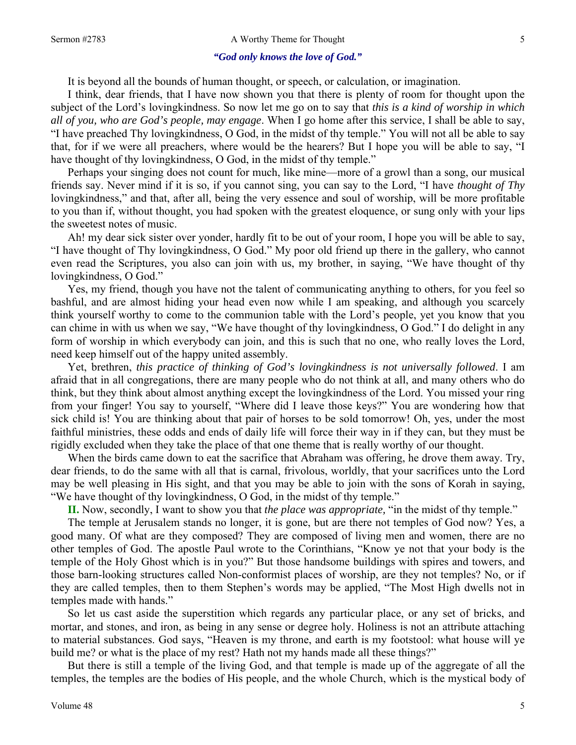***"God only knows the love of God."***

It is beyond all the bounds of human thought, or speech, or calculation, or imagination.

I think, dear friends, that I have now shown you that there is plenty of room for thought upon the subject of the Lord's lovingkindness. So now let me go on to say that *this is a kind of worship in which all of you, who are God's people, may engage*. When I go home after this service, I shall be able to say, "I have preached Thy lovingkindness, O God, in the midst of thy temple." You will not all be able to say that, for if we were all preachers, where would be the hearers? But I hope you will be able to say, "I have thought of thy lovingkindness, O God, in the midst of thy temple."

Perhaps your singing does not count for much, like mine—more of a growl than a song, our musical friends say. Never mind if it is so, if you cannot sing, you can say to the Lord, "I have *thought of Thy* lovingkindness," and that, after all, being the very essence and soul of worship, will be more profitable to you than if, without thought, you had spoken with the greatest eloquence, or sung only with your lips the sweetest notes of music.

Ah! my dear sick sister over yonder, hardly fit to be out of your room, I hope you will be able to say, "I have thought of Thy lovingkindness, O God." My poor old friend up there in the gallery, who cannot even read the Scriptures, you also can join with us, my brother, in saying, "We have thought of thy lovingkindness, O God."

Yes, my friend, though you have not the talent of communicating anything to others, for you feel so bashful, and are almost hiding your head even now while I am speaking, and although you scarcely think yourself worthy to come to the communion table with the Lord's people, yet you know that you can chime in with us when we say, "We have thought of thy lovingkindness, O God." I do delight in any form of worship in which everybody can join, and this is such that no one, who really loves the Lord, need keep himself out of the happy united assembly.

Yet, brethren, *this practice of thinking of God's lovingkindness is not universally followed*. I am afraid that in all congregations, there are many people who do not think at all, and many others who do think, but they think about almost anything except the lovingkindness of the Lord. You missed your ring from your finger! You say to yourself, "Where did I leave those keys?" You are wondering how that sick child is! You are thinking about that pair of horses to be sold tomorrow! Oh, yes, under the most faithful ministries, these odds and ends of daily life will force their way in if they can, but they must be rigidly excluded when they take the place of that one theme that is really worthy of our thought.

When the birds came down to eat the sacrifice that Abraham was offering, he drove them away. Try, dear friends, to do the same with all that is carnal, frivolous, worldly, that your sacrifices unto the Lord may be well pleasing in His sight, and that you may be able to join with the sons of Korah in saying, "We have thought of thy lovingkindness, O God, in the midst of thy temple."

**II.** Now, secondly, I want to show you that *the place was appropriate,* "in the midst of thy temple."

The temple at Jerusalem stands no longer, it is gone, but are there not temples of God now? Yes, a good many. Of what are they composed? They are composed of living men and women, there are no other temples of God. The apostle Paul wrote to the Corinthians, "Know ye not that your body is the temple of the Holy Ghost which is in you?" But those handsome buildings with spires and towers, and those barn-looking structures called Non-conformist places of worship, are they not temples? No, or if they are called temples, then to them Stephen's words may be applied, "The Most High dwells not in temples made with hands."

So let us cast aside the superstition which regards any particular place, or any set of bricks, and mortar, and stones, and iron, as being in any sense or degree holy. Holiness is not an attribute attaching to material substances. God says, "Heaven is my throne, and earth is my footstool: what house will ye build me? or what is the place of my rest? Hath not my hands made all these things?"

But there is still a temple of the living God, and that temple is made up of the aggregate of all the temples, the temples are the bodies of His people, and the whole Church, which is the mystical body of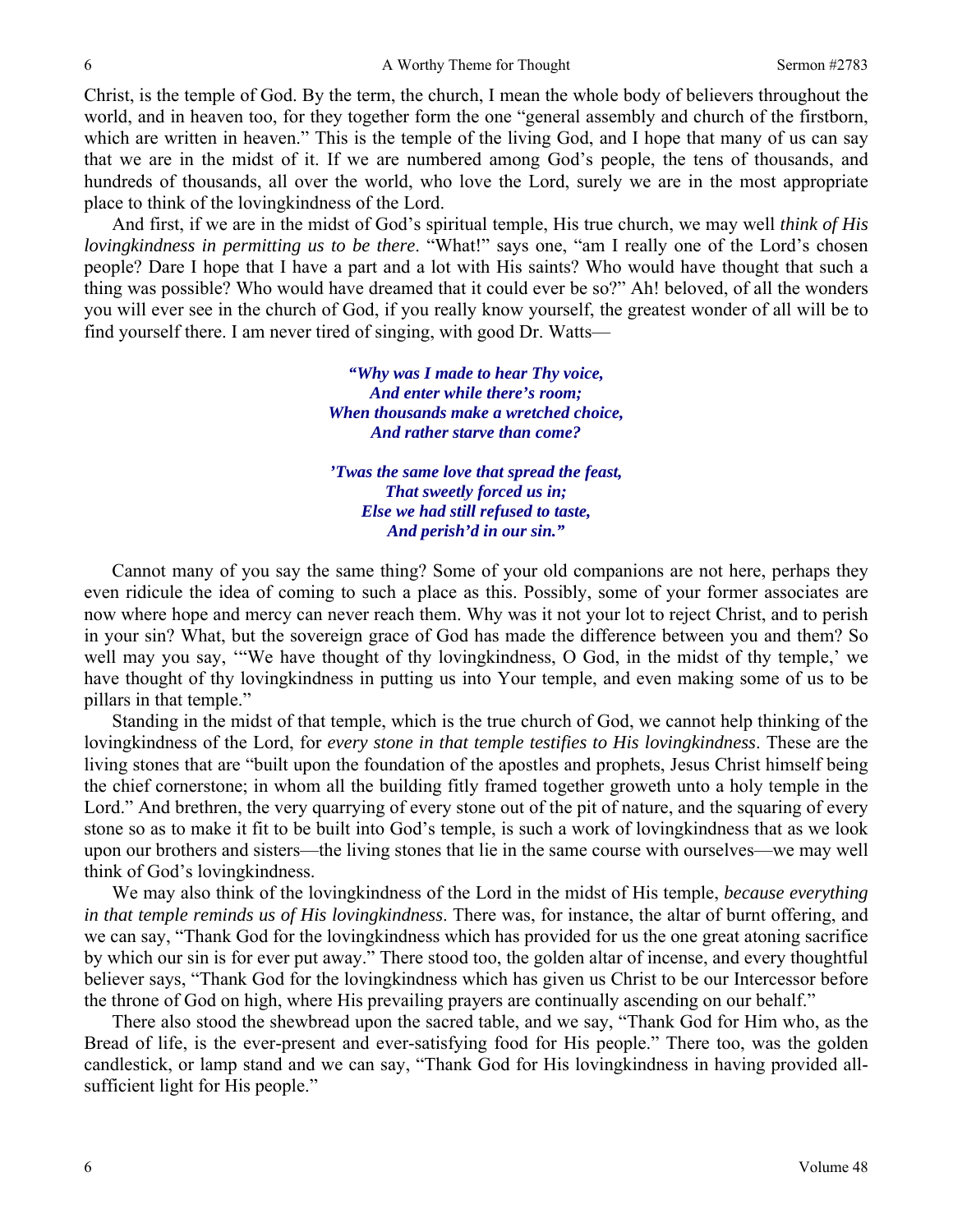Christ, is the temple of God. By the term, the church, I mean the whole body of believers throughout the world, and in heaven too, for they together form the one "general assembly and church of the firstborn, which are written in heaven." This is the temple of the living God, and I hope that many of us can say that we are in the midst of it. If we are numbered among God's people, the tens of thousands, and hundreds of thousands, all over the world, who love the Lord, surely we are in the most appropriate place to think of the lovingkindness of the Lord.

And first, if we are in the midst of God's spiritual temple, His true church, we may well *think of His lovingkindness in permitting us to be there*. "What!" says one, "am I really one of the Lord's chosen people? Dare I hope that I have a part and a lot with His saints? Who would have thought that such a thing was possible? Who would have dreamed that it could ever be so?" Ah! beloved, of all the wonders you will ever see in the church of God, if you really know yourself, the greatest wonder of all will be to find yourself there. I am never tired of singing, with good Dr. Watts—

> ***"Why was I made to hear Thy voice,***
> ***And enter while there's room;***
> ***When thousands make a wretched choice,***
> ***And rather starve than come?***
>
> ***'Twas the same love that spread the feast,***
> ***That sweetly forced us in;***
> ***Else we had still refused to taste,***
> ***And perish'd in our sin."***

Cannot many of you say the same thing? Some of your old companions are not here, perhaps they even ridicule the idea of coming to such a place as this. Possibly, some of your former associates are now where hope and mercy can never reach them. Why was it not your lot to reject Christ, and to perish in your sin? What, but the sovereign grace of God has made the difference between you and them? So well may you say, '"We have thought of thy lovingkindness, O God, in the midst of thy temple,' we have thought of thy lovingkindness in putting us into Your temple, and even making some of us to be pillars in that temple."

Standing in the midst of that temple, which is the true church of God, we cannot help thinking of the lovingkindness of the Lord, for *every stone in that temple testifies to His lovingkindness*. These are the living stones that are "built upon the foundation of the apostles and prophets, Jesus Christ himself being the chief cornerstone; in whom all the building fitly framed together groweth unto a holy temple in the Lord." And brethren, the very quarrying of every stone out of the pit of nature, and the squaring of every stone so as to make it fit to be built into God's temple, is such a work of lovingkindness that as we look upon our brothers and sisters—the living stones that lie in the same course with ourselves—we may well think of God's lovingkindness.

We may also think of the lovingkindness of the Lord in the midst of His temple, *because everything in that temple reminds us of His lovingkindness*. There was, for instance, the altar of burnt offering, and we can say, "Thank God for the lovingkindness which has provided for us the one great atoning sacrifice by which our sin is for ever put away." There stood too, the golden altar of incense, and every thoughtful believer says, "Thank God for the lovingkindness which has given us Christ to be our Intercessor before the throne of God on high, where His prevailing prayers are continually ascending on our behalf."

There also stood the shewbread upon the sacred table, and we say, "Thank God for Him who, as the Bread of life, is the ever-present and ever-satisfying food for His people." There too, was the golden candlestick, or lamp stand and we can say, "Thank God for His lovingkindness in having provided all-sufficient light for His people."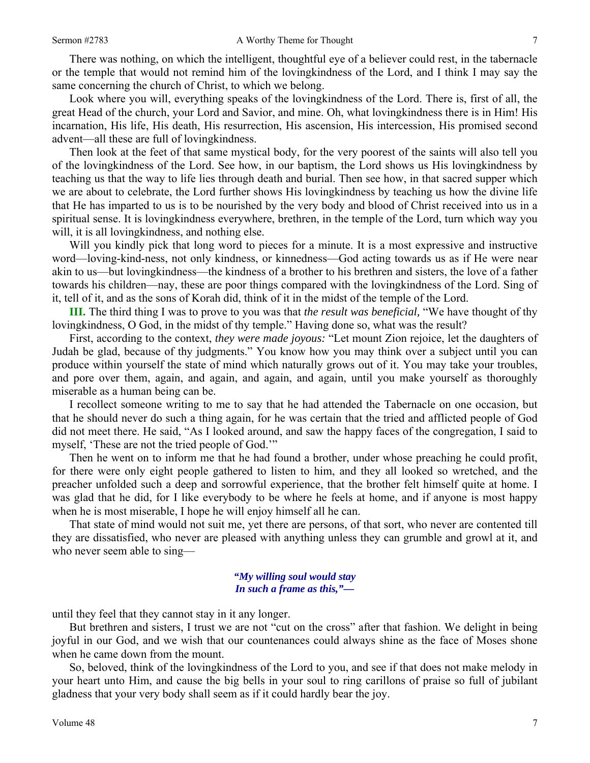There was nothing, on which the intelligent, thoughtful eye of a believer could rest, in the tabernacle or the temple that would not remind him of the lovingkindness of the Lord, and I think I may say the same concerning the church of Christ, to which we belong.

Look where you will, everything speaks of the lovingkindness of the Lord. There is, first of all, the great Head of the church, your Lord and Savior, and mine. Oh, what lovingkindness there is in Him! His incarnation, His life, His death, His resurrection, His ascension, His intercession, His promised second advent—all these are full of lovingkindness.

Then look at the feet of that same mystical body, for the very poorest of the saints will also tell you of the lovingkindness of the Lord. See how, in our baptism, the Lord shows us His lovingkindness by teaching us that the way to life lies through death and burial. Then see how, in that sacred supper which we are about to celebrate, the Lord further shows His lovingkindness by teaching us how the divine life that He has imparted to us is to be nourished by the very body and blood of Christ received into us in a spiritual sense. It is lovingkindness everywhere, brethren, in the temple of the Lord, turn which way you will, it is all lovingkindness, and nothing else.

Will you kindly pick that long word to pieces for a minute. It is a most expressive and instructive word—loving-kind-ness, not only kindness, or kinnedness—God acting towards us as if He were near akin to us—but lovingkindness—the kindness of a brother to his brethren and sisters, the love of a father towards his children—nay, these are poor things compared with the lovingkindness of the Lord. Sing of it, tell of it, and as the sons of Korah did, think of it in the midst of the temple of the Lord.

**III.** The third thing I was to prove to you was that *the result was beneficial,* "We have thought of thy lovingkindness, O God, in the midst of thy temple." Having done so, what was the result?

First, according to the context, *they were made joyous:* "Let mount Zion rejoice, let the daughters of Judah be glad, because of thy judgments." You know how you may think over a subject until you can produce within yourself the state of mind which naturally grows out of it. You may take your troubles, and pore over them, again, and again, and again, and again, until you make yourself as thoroughly miserable as a human being can be.

I recollect someone writing to me to say that he had attended the Tabernacle on one occasion, but that he should never do such a thing again, for he was certain that the tried and afflicted people of God did not meet there. He said, "As I looked around, and saw the happy faces of the congregation, I said to myself, 'These are not the tried people of God.'"

Then he went on to inform me that he had found a brother, under whose preaching he could profit, for there were only eight people gathered to listen to him, and they all looked so wretched, and the preacher unfolded such a deep and sorrowful experience, that the brother felt himself quite at home. I was glad that he did, for I like everybody to be where he feels at home, and if anyone is most happy when he is most miserable, I hope he will enjoy himself all he can.

That state of mind would not suit me, yet there are persons, of that sort, who never are contented till they are dissatisfied, who never are pleased with anything unless they can grumble and growl at it, and who never seem able to sing—

> ***"My willing soul would stay***
> ***In such a frame as this,"—***

until they feel that they cannot stay in it any longer.

But brethren and sisters, I trust we are not "cut on the cross" after that fashion. We delight in being joyful in our God, and we wish that our countenances could always shine as the face of Moses shone when he came down from the mount.

So, beloved, think of the lovingkindness of the Lord to you, and see if that does not make melody in your heart unto Him, and cause the big bells in your soul to ring carillons of praise so full of jubilant gladness that your very body shall seem as if it could hardly bear the joy.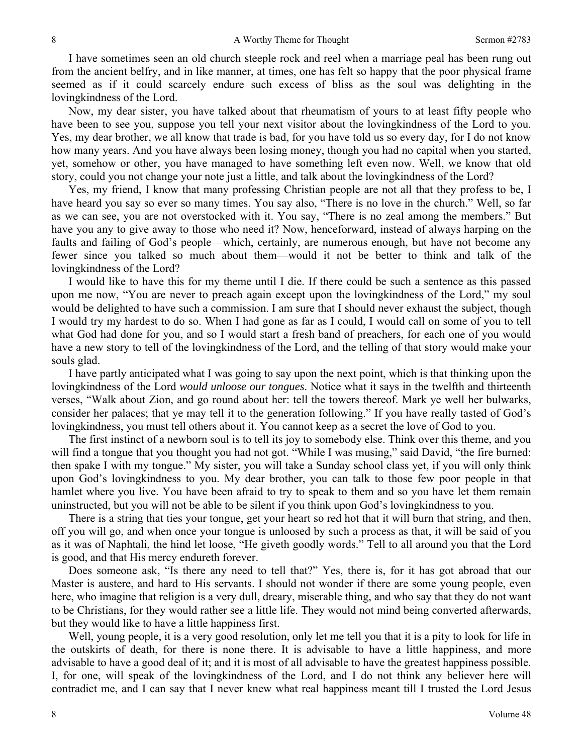I have sometimes seen an old church steeple rock and reel when a marriage peal has been rung out from the ancient belfry, and in like manner, at times, one has felt so happy that the poor physical frame seemed as if it could scarcely endure such excess of bliss as the soul was delighting in the lovingkindness of the Lord.

Now, my dear sister, you have talked about that rheumatism of yours to at least fifty people who have been to see you, suppose you tell your next visitor about the lovingkindness of the Lord to you. Yes, my dear brother, we all know that trade is bad, for you have told us so every day, for I do not know how many years. And you have always been losing money, though you had no capital when you started, yet, somehow or other, you have managed to have something left even now. Well, we know that old story, could you not change your note just a little, and talk about the lovingkindness of the Lord?

Yes, my friend, I know that many professing Christian people are not all that they profess to be, I have heard you say so ever so many times. You say also, "There is no love in the church." Well, so far as we can see, you are not overstocked with it. You say, "There is no zeal among the members." But have you any to give away to those who need it? Now, henceforward, instead of always harping on the faults and failing of God's people—which, certainly, are numerous enough, but have not become any fewer since you talked so much about them—would it not be better to think and talk of the lovingkindness of the Lord?

I would like to have this for my theme until I die. If there could be such a sentence as this passed upon me now, "You are never to preach again except upon the lovingkindness of the Lord," my soul would be delighted to have such a commission. I am sure that I should never exhaust the subject, though I would try my hardest to do so. When I had gone as far as I could, I would call on some of you to tell what God had done for you, and so I would start a fresh band of preachers, for each one of you would have a new story to tell of the lovingkindness of the Lord, and the telling of that story would make your souls glad.

I have partly anticipated what I was going to say upon the next point, which is that thinking upon the lovingkindness of the Lord *would unloose our tongues*. Notice what it says in the twelfth and thirteenth verses, "Walk about Zion, and go round about her: tell the towers thereof. Mark ye well her bulwarks, consider her palaces; that ye may tell it to the generation following." If you have really tasted of God's lovingkindness, you must tell others about it. You cannot keep as a secret the love of God to you.

The first instinct of a newborn soul is to tell its joy to somebody else. Think over this theme, and you will find a tongue that you thought you had not got. "While I was musing," said David, "the fire burned: then spake I with my tongue." My sister, you will take a Sunday school class yet, if you will only think upon God's lovingkindness to you. My dear brother, you can talk to those few poor people in that hamlet where you live. You have been afraid to try to speak to them and so you have let them remain uninstructed, but you will not be able to be silent if you think upon God's lovingkindness to you.

There is a string that ties your tongue, get your heart so red hot that it will burn that string, and then, off you will go, and when once your tongue is unloosed by such a process as that, it will be said of you as it was of Naphtali, the hind let loose, "He giveth goodly words." Tell to all around you that the Lord is good, and that His mercy endureth forever.

Does someone ask, "Is there any need to tell that?" Yes, there is, for it has got abroad that our Master is austere, and hard to His servants. I should not wonder if there are some young people, even here, who imagine that religion is a very dull, dreary, miserable thing, and who say that they do not want to be Christians, for they would rather see a little life. They would not mind being converted afterwards, but they would like to have a little happiness first.

Well, young people, it is a very good resolution, only let me tell you that it is a pity to look for life in the outskirts of death, for there is none there. It is advisable to have a little happiness, and more advisable to have a good deal of it; and it is most of all advisable to have the greatest happiness possible. I, for one, will speak of the lovingkindness of the Lord, and I do not think any believer here will contradict me, and I can say that I never knew what real happiness meant till I trusted the Lord Jesus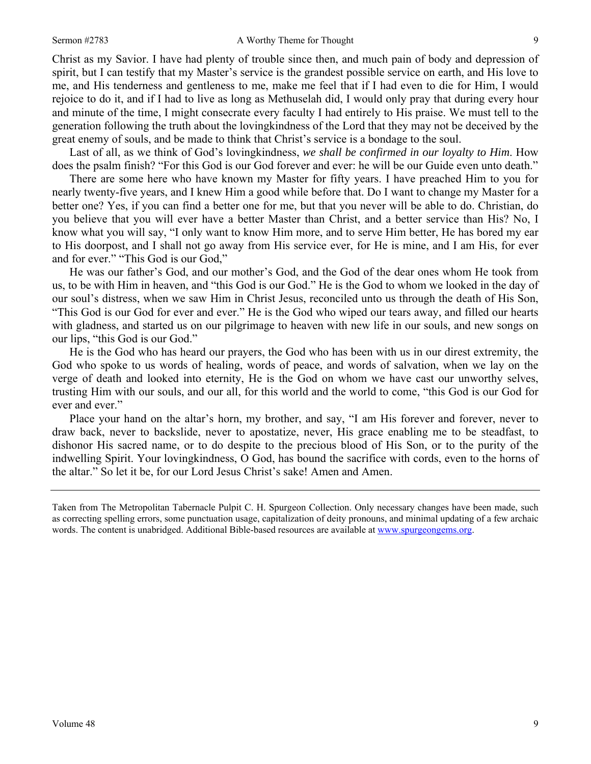Christ as my Savior. I have had plenty of trouble since then, and much pain of body and depression of spirit, but I can testify that my Master's service is the grandest possible service on earth, and His love to me, and His tenderness and gentleness to me, make me feel that if I had even to die for Him, I would rejoice to do it, and if I had to live as long as Methuselah did, I would only pray that during every hour and minute of the time, I might consecrate every faculty I had entirely to His praise. We must tell to the generation following the truth about the lovingkindness of the Lord that they may not be deceived by the great enemy of souls, and be made to think that Christ's service is a bondage to the soul.

Last of all, as we think of God's lovingkindness, *we shall be confirmed in our loyalty to Him*. How does the psalm finish? "For this God is our God forever and ever: he will be our Guide even unto death."

There are some here who have known my Master for fifty years. I have preached Him to you for nearly twenty-five years, and I knew Him a good while before that. Do I want to change my Master for a better one? Yes, if you can find a better one for me, but that you never will be able to do. Christian, do you believe that you will ever have a better Master than Christ, and a better service than His? No, I know what you will say, "I only want to know Him more, and to serve Him better, He has bored my ear to His doorpost, and I shall not go away from His service ever, for He is mine, and I am His, for ever and for ever." "This God is our God,"

He was our father's God, and our mother's God, and the God of the dear ones whom He took from us, to be with Him in heaven, and "this God is our God." He is the God to whom we looked in the day of our soul's distress, when we saw Him in Christ Jesus, reconciled unto us through the death of His Son, "This God is our God for ever and ever." He is the God who wiped our tears away, and filled our hearts with gladness, and started us on our pilgrimage to heaven with new life in our souls, and new songs on our lips, "this God is our God."

He is the God who has heard our prayers, the God who has been with us in our direst extremity, the God who spoke to us words of healing, words of peace, and words of salvation, when we lay on the verge of death and looked into eternity, He is the God on whom we have cast our unworthy selves, trusting Him with our souls, and our all, for this world and the world to come, "this God is our God for ever and ever."

Place your hand on the altar's horn, my brother, and say, "I am His forever and forever, never to draw back, never to backslide, never to apostatize, never, His grace enabling me to be steadfast, to dishonor His sacred name, or to do despite to the precious blood of His Son, or to the purity of the indwelling Spirit. Your lovingkindness, O God, has bound the sacrifice with cords, even to the horns of the altar." So let it be, for our Lord Jesus Christ's sake! Amen and Amen.

---

Taken from The Metropolitan Tabernacle Pulpit C. H. Spurgeon Collection. Only necessary changes have been made, such as correcting spelling errors, some punctuation usage, capitalization of deity pronouns, and minimal updating of a few archaic words. The content is unabridged. Additional Bible-based resources are available at www.spurgeongems.org.